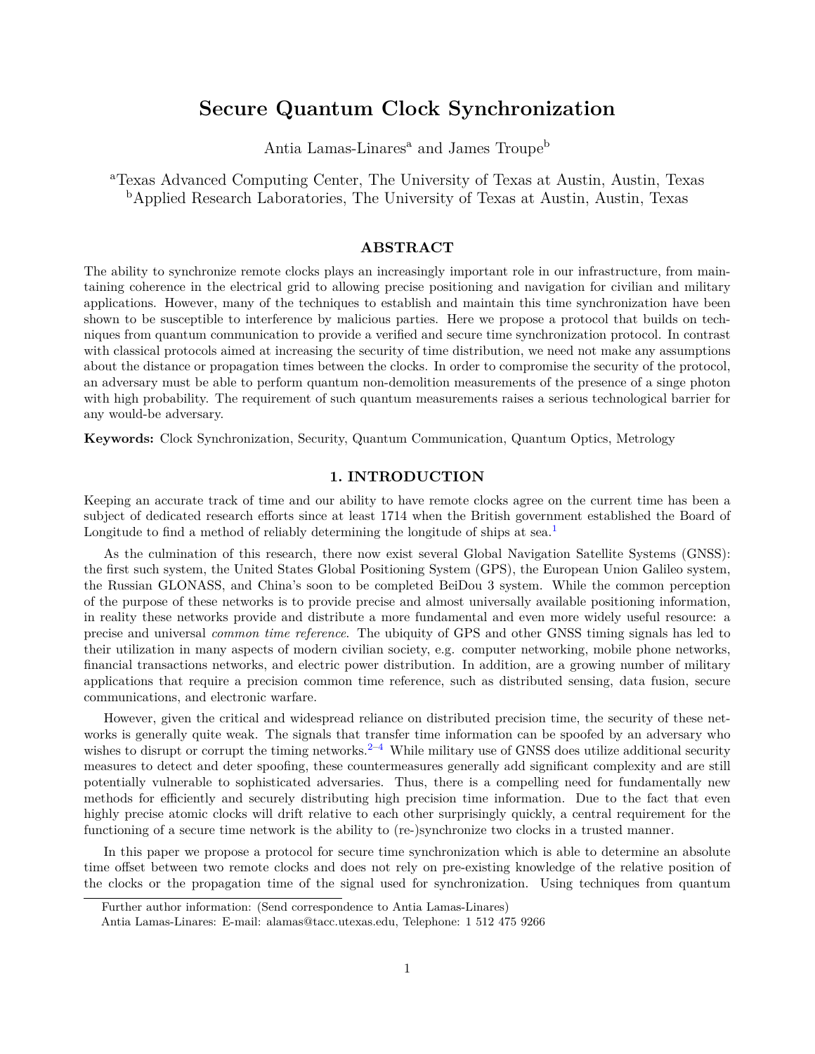# Secure Quantum Clock Synchronization

Antia Lamas-Linares[a] and James Troupe[b]

[a]Texas Advanced Computing Center, The University of Texas at Austin, Austin, Texas
[b]Applied Research Laboratories, The University of Texas at Austin, Austin, Texas

## ABSTRACT

The ability to synchronize remote clocks plays an increasingly important role in our infrastructure, from maintaining coherence in the electrical grid to allowing precise positioning and navigation for civilian and military applications. However, many of the techniques to establish and maintain this time synchronization have been shown to be susceptible to interference by malicious parties. Here we propose a protocol that builds on techniques from quantum communication to provide a verified and secure time synchronization protocol. In contrast with classical protocols aimed at increasing the security of time distribution, we need not make any assumptions about the distance or propagation times between the clocks. In order to compromise the security of the protocol, an adversary must be able to perform quantum non-demolition measurements of the presence of a singe photon with high probability. The requirement of such quantum measurements raises a serious technological barrier for any would-be adversary.

**Keywords:** Clock Synchronization, Security, Quantum Communication, Quantum Optics, Metrology

## 1. INTRODUCTION

Keeping an accurate track of time and our ability to have remote clocks agree on the current time has been a subject of dedicated research efforts since at least 1714 when the British government established the Board of Longitude to find a method of reliably determining the longitude of ships at sea.[1]

As the culmination of this research, there now exist several Global Navigation Satellite Systems (GNSS): the first such system, the United States Global Positioning System (GPS), the European Union Galileo system, the Russian GLONASS, and China's soon to be completed BeiDou 3 system. While the common perception of the purpose of these networks is to provide precise and almost universally available positioning information, in reality these networks provide and distribute a more fundamental and even more widely useful resource: a precise and universal *common time reference*. The ubiquity of GPS and other GNSS timing signals has led to their utilization in many aspects of modern civilian society, e.g. computer networking, mobile phone networks, financial transactions networks, and electric power distribution. In addition, are a growing number of military applications that require a precision common time reference, such as distributed sensing, data fusion, secure communications, and electronic warfare.

However, given the critical and widespread reliance on distributed precision time, the security of these networks is generally quite weak. The signals that transfer time information can be spoofed by an adversary who wishes to disrupt or corrupt the timing networks.[2–4] While military use of GNSS does utilize additional security measures to detect and deter spoofing, these countermeasures generally add significant complexity and are still potentially vulnerable to sophisticated adversaries. Thus, there is a compelling need for fundamentally new methods for efficiently and securely distributing high precision time information. Due to the fact that even highly precise atomic clocks will drift relative to each other surprisingly quickly, a central requirement for the functioning of a secure time network is the ability to (re-)synchronize two clocks in a trusted manner.

In this paper we propose a protocol for secure time synchronization which is able to determine an absolute time offset between two remote clocks and does not rely on pre-existing knowledge of the relative position of the clocks or the propagation time of the signal used for synchronization. Using techniques from quantum

Further author information: (Send correspondence to Antia Lamas-Linares)
Antia Lamas-Linares: E-mail: alamas@tacc.utexas.edu, Telephone: 1 512 475 9266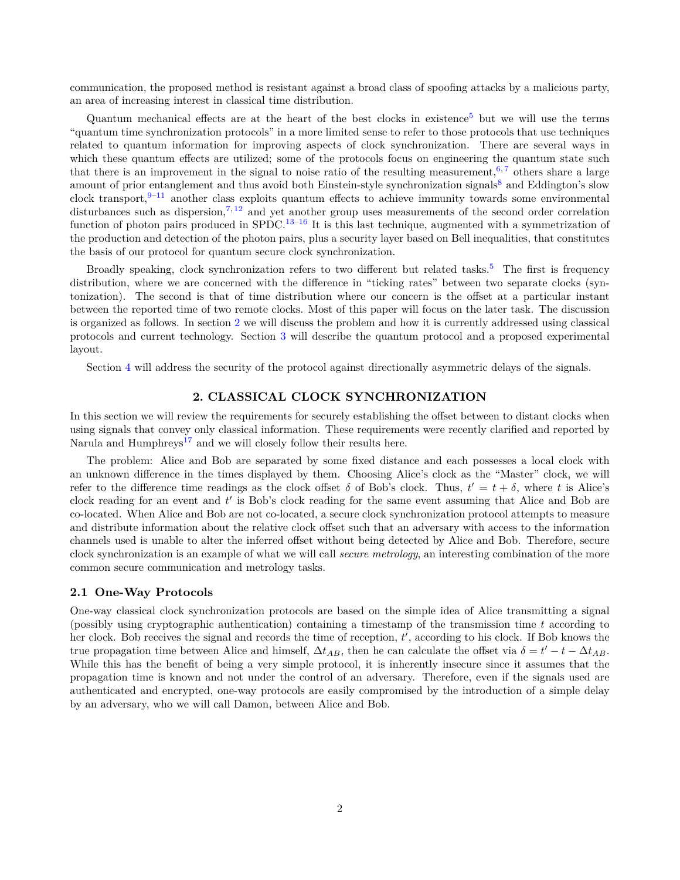communication, the proposed method is resistant against a broad class of spoofing attacks by a malicious party, an area of increasing interest in classical time distribution.

Quantum mechanical effects are at the heart of the best clocks in existence[5] but we will use the terms "quantum time synchronization protocols" in a more limited sense to refer to those protocols that use techniques related to quantum information for improving aspects of clock synchronization. There are several ways in which these quantum effects are utilized; some of the protocols focus on engineering the quantum state such that there is an improvement in the signal to noise ratio of the resulting measurement,[6,7] others share a large amount of prior entanglement and thus avoid both Einstein-style synchronization signals[8] and Eddington's slow clock transport,[9–11] another class exploits quantum effects to achieve immunity towards some environmental disturbances such as dispersion,[7,12] and yet another group uses measurements of the second order correlation function of photon pairs produced in SPDC.[13–16] It is this last technique, augmented with a symmetrization of the production and detection of the photon pairs, plus a security layer based on Bell inequalities, that constitutes the basis of our protocol for quantum secure clock synchronization.

Broadly speaking, clock synchronization refers to two different but related tasks.[5] The first is frequency distribution, where we are concerned with the difference in "ticking rates" between two separate clocks (syntonization). The second is that of time distribution where our concern is the offset at a particular instant between the reported time of two remote clocks. Most of this paper will focus on the later task. The discussion is organized as follows. In section 2 we will discuss the problem and how it is currently addressed using classical protocols and current technology. Section 3 will describe the quantum protocol and a proposed experimental layout.

Section 4 will address the security of the protocol against directionally asymmetric delays of the signals.

## 2. CLASSICAL CLOCK SYNCHRONIZATION

In this section we will review the requirements for securely establishing the offset between to distant clocks when using signals that convey only classical information. These requirements were recently clarified and reported by Narula and Humphreys[17] and we will closely follow their results here.

The problem: Alice and Bob are separated by some fixed distance and each possesses a local clock with an unknown difference in the times displayed by them. Choosing Alice's clock as the "Master" clock, we will refer to the difference time readings as the clock offset $\delta$ of Bob's clock. Thus, $t' = t + \delta$, where $t$ is Alice's clock reading for an event and $t'$ is Bob's clock reading for the same event assuming that Alice and Bob are co-located. When Alice and Bob are not co-located, a secure clock synchronization protocol attempts to measure and distribute information about the relative clock offset such that an adversary with access to the information channels used is unable to alter the inferred offset without being detected by Alice and Bob. Therefore, secure clock synchronization is an example of what we will call *secure metrology*, an interesting combination of the more common secure communication and metrology tasks.

### 2.1 One-Way Protocols

One-way classical clock synchronization protocols are based on the simple idea of Alice transmitting a signal (possibly using cryptographic authentication) containing a timestamp of the transmission time $t$ according to her clock. Bob receives the signal and records the time of reception, $t'$, according to his clock. If Bob knows the true propagation time between Alice and himself, $\Delta t_{AB}$, then he can calculate the offset via $\delta = t' - t - \Delta t_{AB}$. While this has the benefit of being a very simple protocol, it is inherently insecure since it assumes that the propagation time is known and not under the control of an adversary. Therefore, even if the signals used are authenticated and encrypted, one-way protocols are easily compromised by the introduction of a simple delay by an adversary, who we will call Damon, between Alice and Bob.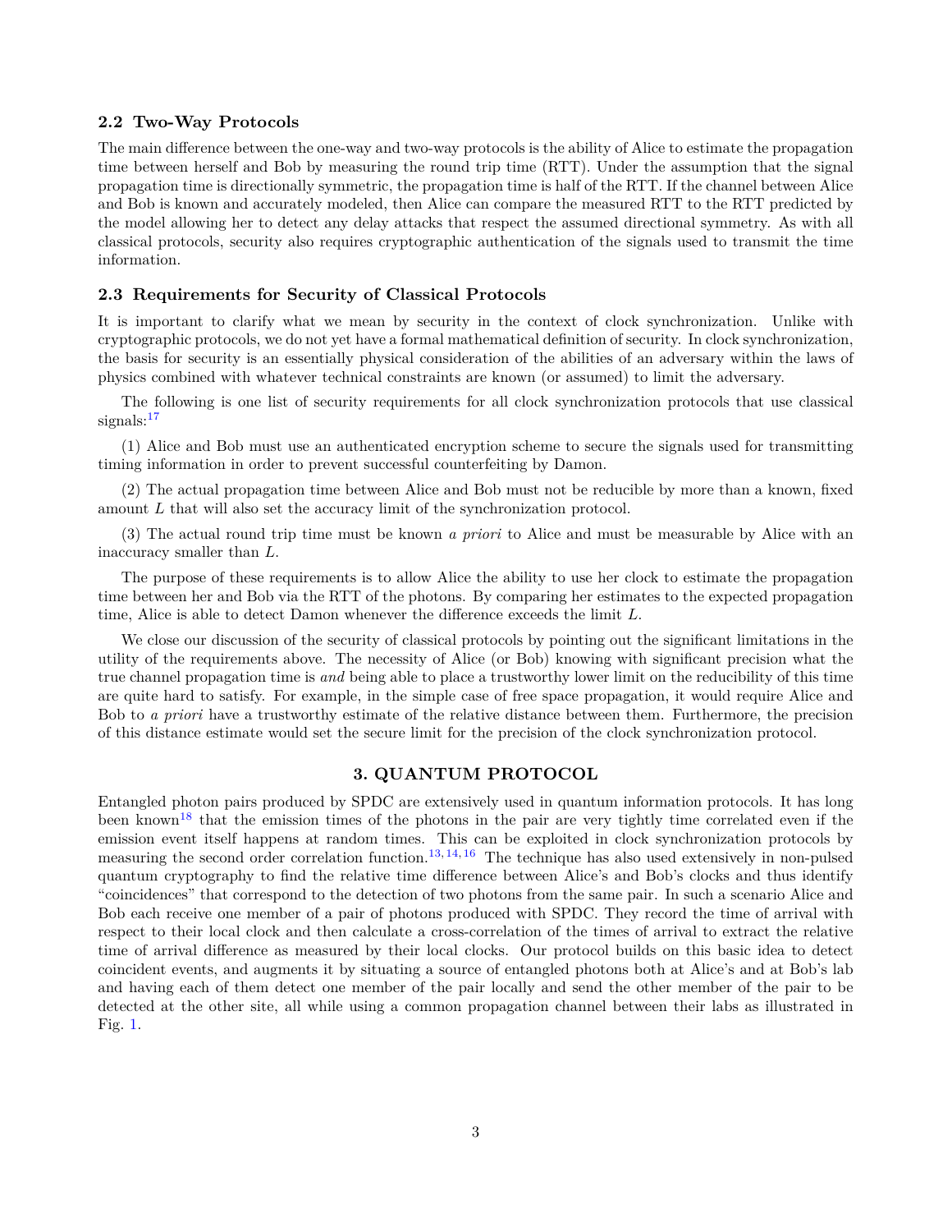### 2.2 Two-Way Protocols

The main difference between the one-way and two-way protocols is the ability of Alice to estimate the propagation time between herself and Bob by measuring the round trip time (RTT). Under the assumption that the signal propagation time is directionally symmetric, the propagation time is half of the RTT. If the channel between Alice and Bob is known and accurately modeled, then Alice can compare the measured RTT to the RTT predicted by the model allowing her to detect any delay attacks that respect the assumed directional symmetry. As with all classical protocols, security also requires cryptographic authentication of the signals used to transmit the time information.

### 2.3 Requirements for Security of Classical Protocols

It is important to clarify what we mean by security in the context of clock synchronization. Unlike with cryptographic protocols, we do not yet have a formal mathematical definition of security. In clock synchronization, the basis for security is an essentially physical consideration of the abilities of an adversary within the laws of physics combined with whatever technical constraints are known (or assumed) to limit the adversary.

The following is one list of security requirements for all clock synchronization protocols that use classical signals:[17]

(1) Alice and Bob must use an authenticated encryption scheme to secure the signals used for transmitting timing information in order to prevent successful counterfeiting by Damon.

(2) The actual propagation time between Alice and Bob must not be reducible by more than a known, fixed amount $L$ that will also set the accuracy limit of the synchronization protocol.

(3) The actual round trip time must be known *a priori* to Alice and must be measurable by Alice with an inaccuracy smaller than $L$.

The purpose of these requirements is to allow Alice the ability to use her clock to estimate the propagation time between her and Bob via the RTT of the photons. By comparing her estimates to the expected propagation time, Alice is able to detect Damon whenever the difference exceeds the limit $L$.

We close our discussion of the security of classical protocols by pointing out the significant limitations in the utility of the requirements above. The necessity of Alice (or Bob) knowing with significant precision what the true channel propagation time is *and* being able to place a trustworthy lower limit on the reducibility of this time are quite hard to satisfy. For example, in the simple case of free space propagation, it would require Alice and Bob to *a priori* have a trustworthy estimate of the relative distance between them. Furthermore, the precision of this distance estimate would set the secure limit for the precision of the clock synchronization protocol.

## 3. QUANTUM PROTOCOL

Entangled photon pairs produced by SPDC are extensively used in quantum information protocols. It has long been known[18] that the emission times of the photons in the pair are very tightly time correlated even if the emission event itself happens at random times. This can be exploited in clock synchronization protocols by measuring the second order correlation function.[13,14,16] The technique has also used extensively in non-pulsed quantum cryptography to find the relative time difference between Alice's and Bob's clocks and thus identify "coincidences" that correspond to the detection of two photons from the same pair. In such a scenario Alice and Bob each receive one member of a pair of photons produced with SPDC. They record the time of arrival with respect to their local clock and then calculate a cross-correlation of the times of arrival to extract the relative time of arrival difference as measured by their local clocks. Our protocol builds on this basic idea to detect coincident events, and augments it by situating a source of entangled photons both at Alice's and at Bob's lab and having each of them detect one member of the pair locally and send the other member of the pair to be detected at the other site, all while using a common propagation channel between their labs as illustrated in Fig. 1.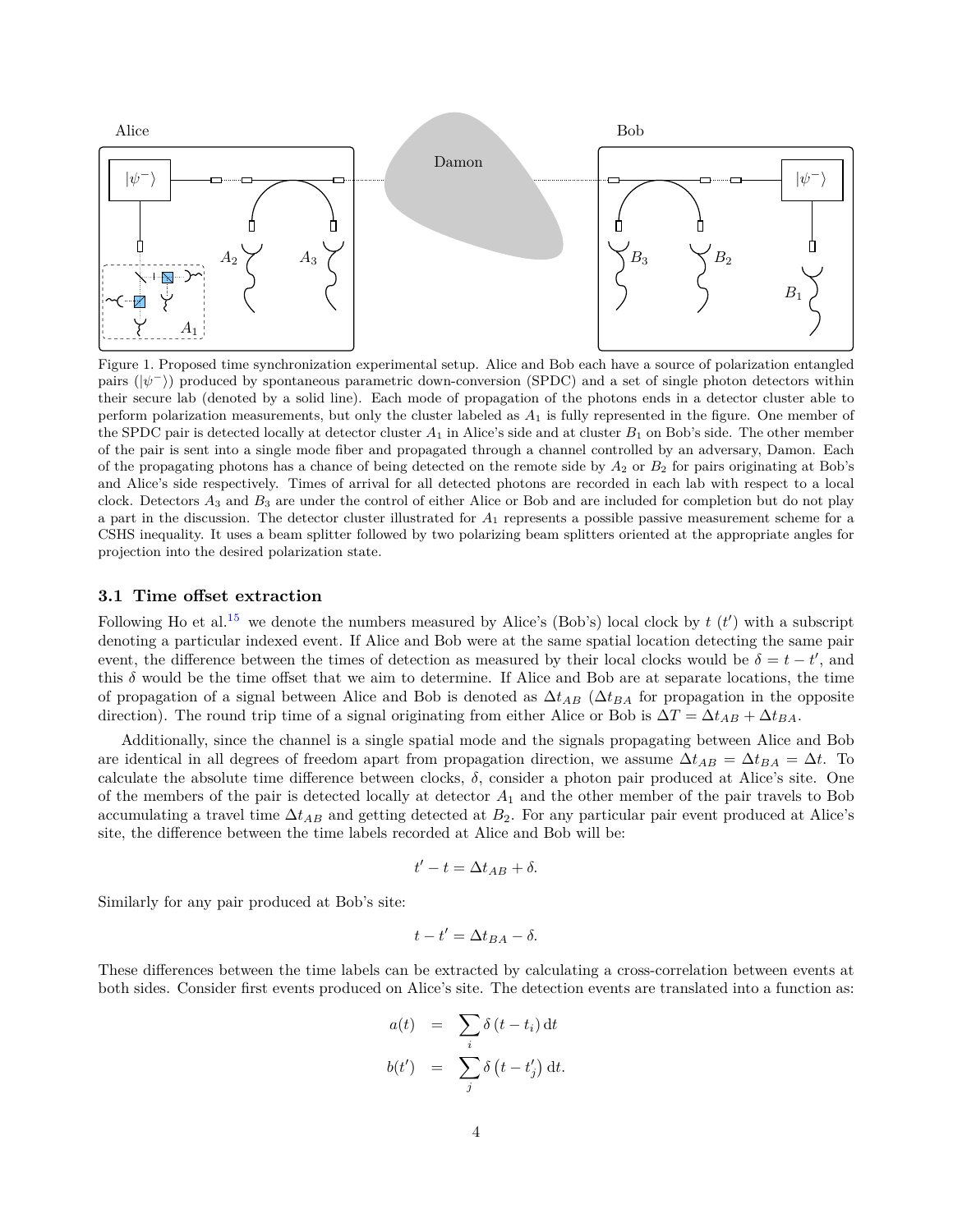Figure 1. Proposed time synchronization experimental setup. Alice and Bob each have a source of polarization entangled pairs ($|\psi^-\rangle$) produced by spontaneous parametric down-conversion (SPDC) and a set of single photon detectors within their secure lab (denoted by a solid line). Each mode of propagation of the photons ends in a detector cluster able to perform polarization measurements, but only the cluster labeled as $A_1$ is fully represented in the figure. One member of the SPDC pair is detected locally at detector cluster $A_1$ in Alice's side and at cluster $B_1$ on Bob's side. The other member of the pair is sent into a single mode fiber and propagated through a channel controlled by an adversary, Damon. Each of the propagating photons has a chance of being detected on the remote side by $A_2$ or $B_2$ for pairs originating at Bob's and Alice's side respectively. Times of arrival for all detected photons are recorded in each lab with respect to a local clock. Detectors $A_3$ and $B_3$ are under the control of either Alice or Bob and are included for completion but do not play a part in the discussion. The detector cluster illustrated for $A_1$ represents a possible passive measurement scheme for a CSHS inequality. It uses a beam splitter followed by two polarizing beam splitters oriented at the appropriate angles for projection into the desired polarization state.

### 3.1 Time offset extraction

Following Ho et al.[15] we denote the numbers measured by Alice's (Bob's) local clock by $t$ ($t'$) with a subscript denoting a particular indexed event. If Alice and Bob were at the same spatial location detecting the same pair event, the difference between the times of detection as measured by their local clocks would be $\delta = t - t'$, and this $\delta$ would be the time offset that we aim to determine. If Alice and Bob are at separate locations, the time of propagation of a signal between Alice and Bob is denoted as $\Delta t_{AB}$ ($\Delta t_{BA}$ for propagation in the opposite direction). The round trip time of a signal originating from either Alice or Bob is $\Delta T = \Delta t_{AB} + \Delta t_{BA}$.

Additionally, since the channel is a single spatial mode and the signals propagating between Alice and Bob are identical in all degrees of freedom apart from propagation direction, we assume $\Delta t_{AB} = \Delta t_{BA} = \Delta t$. To calculate the absolute time difference between clocks, $\delta$, consider a photon pair produced at Alice's site. One of the members of the pair is detected locally at detector $A_1$ and the other member of the pair travels to Bob accumulating a travel time $\Delta t_{AB}$ and getting detected at $B_2$. For any particular pair event produced at Alice's site, the difference between the time labels recorded at Alice and Bob will be:

$$t' - t = \Delta t_{AB} + \delta.$$

Similarly for any pair produced at Bob's site:

$$t - t' = \Delta t_{BA} - \delta.$$

These differences between the time labels can be extracted by calculating a cross-correlation between events at both sides. Consider first events produced on Alice's site. The detection events are translated into a function as:

$$\begin{aligned} a(t) &= \sum_i \delta\left(t - t_i\right) \mathrm{d}t \\ b(t') &= \sum_j \delta\left(t - t'_j\right) \mathrm{d}t. \end{aligned}$$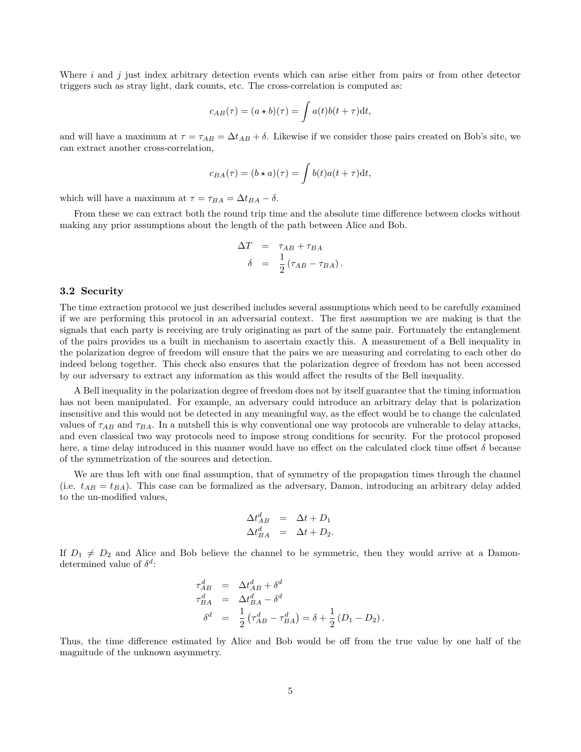Where $i$ and $j$ just index arbitrary detection events which can arise either from pairs or from other detector triggers such as stray light, dark counts, etc. The cross-correlation is computed as:

$$c_{AB}(\tau) = (a \star b)(\tau) = \int a(t)b(t+\tau)\mathrm{d}t,$$

and will have a maximum at $\tau = \tau_{AB} = \Delta t_{AB} + \delta$. Likewise if we consider those pairs created on Bob's site, we can extract another cross-correlation,

$$c_{BA}(\tau) = (b \star a)(\tau) = \int b(t)a(t+\tau)\mathrm{d}t,$$

which will have a maximum at $\tau = \tau_{BA} = \Delta t_{BA} - \delta$.

From these we can extract both the round trip time and the absolute time difference between clocks without making any prior assumptions about the length of the path between Alice and Bob.

$$\begin{aligned}
\Delta T &= \tau_{AB} + \tau_{BA} \\
\delta &= \frac{1}{2}\left(\tau_{AB} - \tau_{BA}\right).
\end{aligned}$$

### 3.2 Security

The time extraction protocol we just described includes several assumptions which need to be carefully examined if we are performing this protocol in an adversarial context. The first assumption we are making is that the signals that each party is receiving are truly originating as part of the same pair. Fortunately the entanglement of the pairs provides us a built in mechanism to ascertain exactly this. A measurement of a Bell inequality in the polarization degree of freedom will ensure that the pairs we are measuring and correlating to each other do indeed belong together. This check also ensures that the polarization degree of freedom has not been accessed by our adversary to extract any information as this would affect the results of the Bell inequality.

A Bell inequality in the polarization degree of freedom does not by itself guarantee that the timing information has not been manipulated. For example, an adversary could introduce an arbitrary delay that is polarization insensitive and this would not be detected in any meaningful way, as the effect would be to change the calculated values of $\tau_{AB}$ and $\tau_{BA}$. In a nutshell this is why conventional one way protocols are vulnerable to delay attacks, and even classical two way protocols need to impose strong conditions for security. For the protocol proposed here, a time delay introduced in this manner would have no effect on the calculated clock time offset $\delta$ because of the symmetrization of the sources and detection.

We are thus left with one final assumption, that of symmetry of the propagation times through the channel (i.e. $t_{AB} = t_{BA}$). This case can be formalized as the adversary, Damon, introducing an arbitrary delay added to the un-modified values,

$$\begin{aligned}
\Delta t^{d}_{AB} &= \Delta t + D_1 \\
\Delta t^{d}_{BA} &= \Delta t + D_2.
\end{aligned}$$

If $D_1 \neq D_2$ and Alice and Bob believe the channel to be symmetric, then they would arrive at a Damon-determined value of $\delta^d$:

$$\begin{aligned}
\tau^{d}_{AB} &= \Delta t^{d}_{AB} + \delta^{d} \\
\tau^{d}_{BA} &= \Delta t^{d}_{BA} - \delta^{d} \\
\delta^{d} &= \frac{1}{2}\left(\tau^{d}_{AB} - \tau^{d}_{BA}\right) = \delta + \frac{1}{2}\left(D_1 - D_2\right).
\end{aligned}$$

Thus, the time difference estimated by Alice and Bob would be off from the true value by one half of the magnitude of the unknown asymmetry.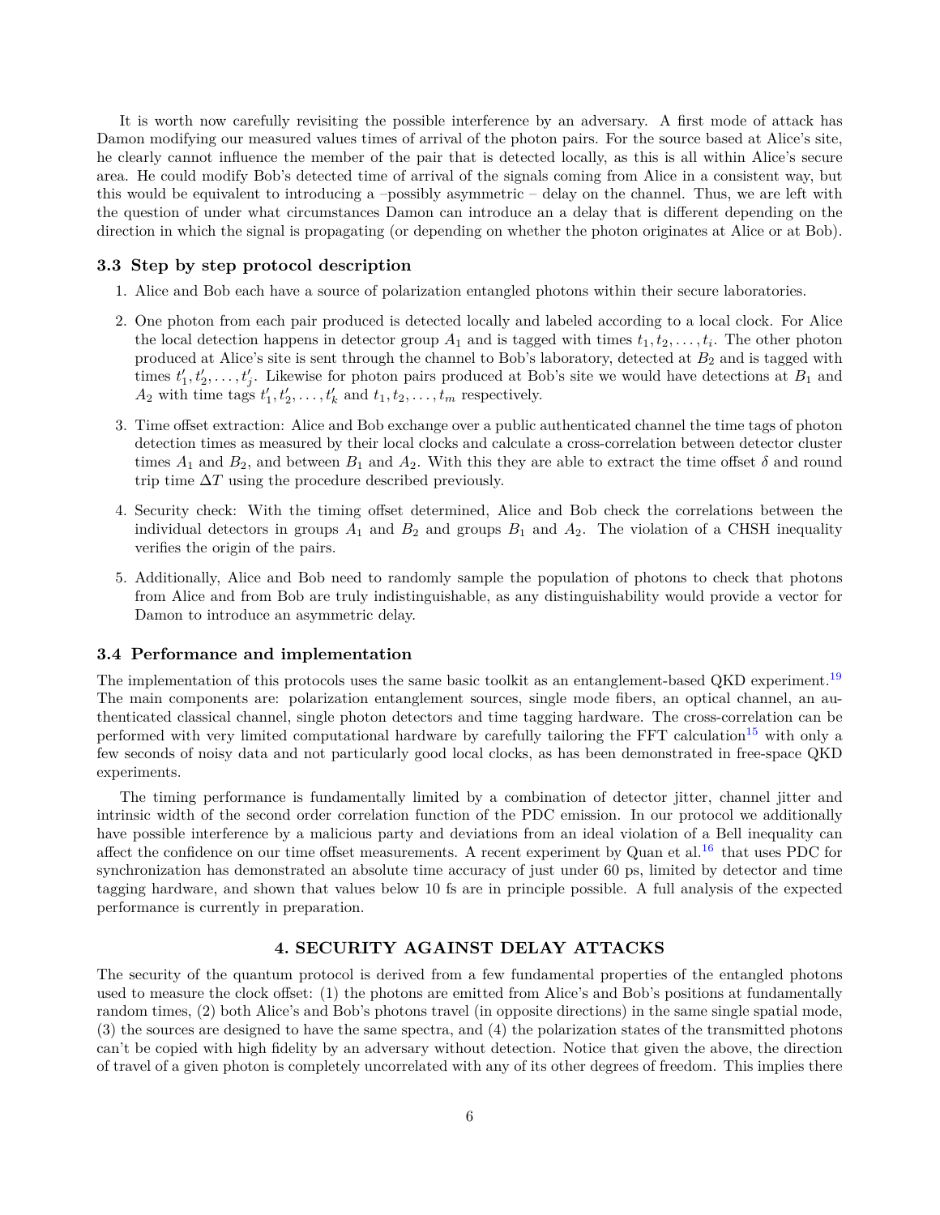It is worth now carefully revisiting the possible interference by an adversary. A first mode of attack has Damon modifying our measured values times of arrival of the photon pairs. For the source based at Alice's site, he clearly cannot influence the member of the pair that is detected locally, as this is all within Alice's secure area. He could modify Bob's detected time of arrival of the signals coming from Alice in a consistent way, but this would be equivalent to introducing a –possibly asymmetric – delay on the channel. Thus, we are left with the question of under what circumstances Damon can introduce an a delay that is different depending on the direction in which the signal is propagating (or depending on whether the photon originates at Alice or at Bob).

### 3.3 Step by step protocol description

1. Alice and Bob each have a source of polarization entangled photons within their secure laboratories.

2. One photon from each pair produced is detected locally and labeled according to a local clock. For Alice the local detection happens in detector group $A_1$ and is tagged with times $t_1, t_2, \ldots, t_i$. The other photon produced at Alice's site is sent through the channel to Bob's laboratory, detected at $B_2$ and is tagged with times $t'_1, t'_2, \ldots, t'_j$. Likewise for photon pairs produced at Bob's site we would have detections at $B_1$ and $A_2$ with time tags $t'_1, t'_2, \ldots, t'_k$ and $t_1, t_2, \ldots, t_m$ respectively.

3. Time offset extraction: Alice and Bob exchange over a public authenticated channel the time tags of photon detection times as measured by their local clocks and calculate a cross-correlation between detector cluster times $A_1$ and $B_2$, and between $B_1$ and $A_2$. With this they are able to extract the time offset $\delta$ and round trip time $\Delta T$ using the procedure described previously.

4. Security check: With the timing offset determined, Alice and Bob check the correlations between the individual detectors in groups $A_1$ and $B_2$ and groups $B_1$ and $A_2$. The violation of a CHSH inequality verifies the origin of the pairs.

5. Additionally, Alice and Bob need to randomly sample the population of photons to check that photons from Alice and from Bob are truly indistinguishable, as any distinguishability would provide a vector for Damon to introduce an asymmetric delay.

### 3.4 Performance and implementation

The implementation of this protocols uses the same basic toolkit as an entanglement-based QKD experiment.[19] The main components are: polarization entanglement sources, single mode fibers, an optical channel, an authenticated classical channel, single photon detectors and time tagging hardware. The cross-correlation can be performed with very limited computational hardware by carefully tailoring the FFT calculation[15] with only a few seconds of noisy data and not particularly good local clocks, as has been demonstrated in free-space QKD experiments.

The timing performance is fundamentally limited by a combination of detector jitter, channel jitter and intrinsic width of the second order correlation function of the PDC emission. In our protocol we additionally have possible interference by a malicious party and deviations from an ideal violation of a Bell inequality can affect the confidence on our time offset measurements. A recent experiment by Quan et al.[16] that uses PDC for synchronization has demonstrated an absolute time accuracy of just under 60 ps, limited by detector and time tagging hardware, and shown that values below 10 fs are in principle possible. A full analysis of the expected performance is currently in preparation.

## 4. SECURITY AGAINST DELAY ATTACKS

The security of the quantum protocol is derived from a few fundamental properties of the entangled photons used to measure the clock offset: (1) the photons are emitted from Alice's and Bob's positions at fundamentally random times, (2) both Alice's and Bob's photons travel (in opposite directions) in the same single spatial mode, (3) the sources are designed to have the same spectra, and (4) the polarization states of the transmitted photons can't be copied with high fidelity by an adversary without detection. Notice that given the above, the direction of travel of a given photon is completely uncorrelated with any of its other degrees of freedom. This implies there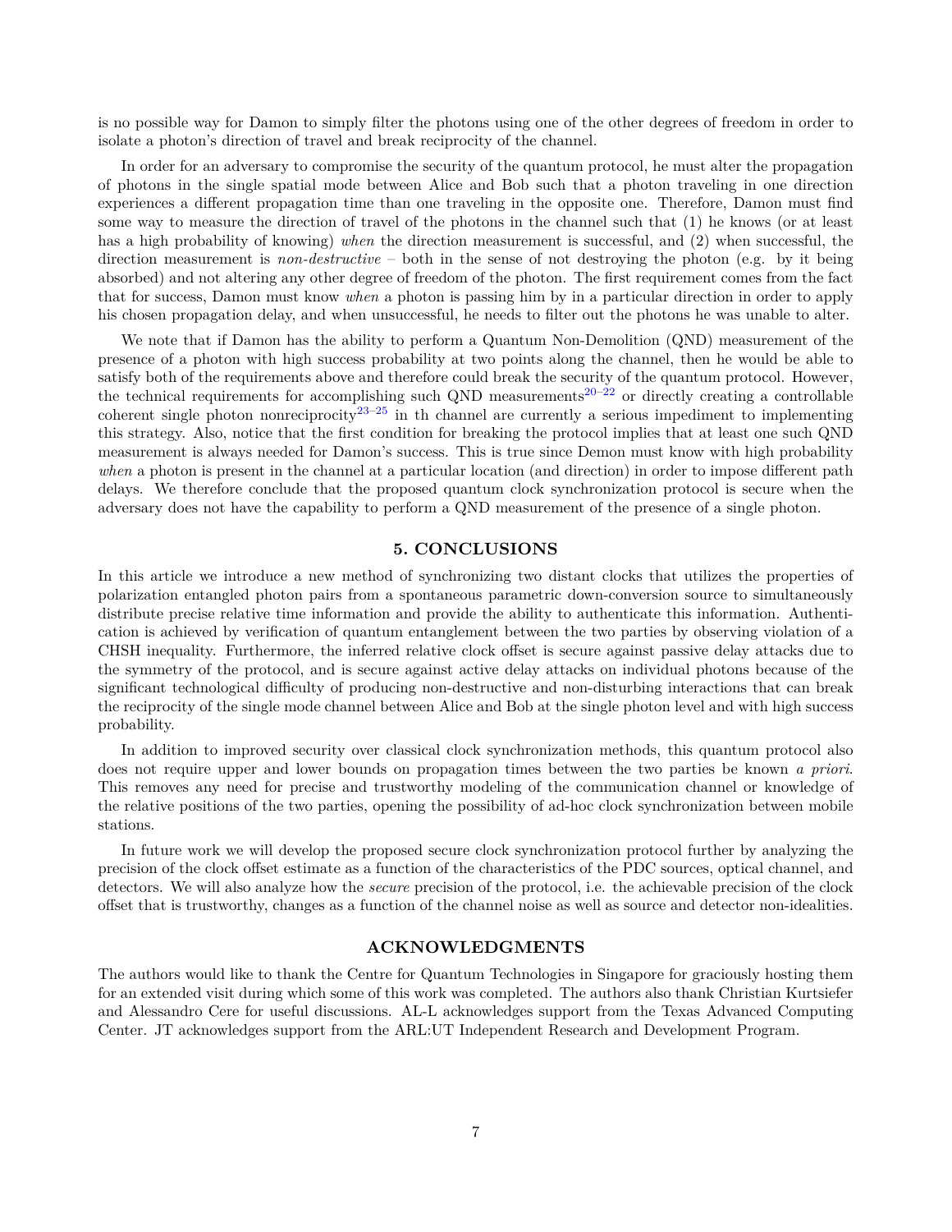is no possible way for Damon to simply filter the photons using one of the other degrees of freedom in order to isolate a photon's direction of travel and break reciprocity of the channel.

In order for an adversary to compromise the security of the quantum protocol, he must alter the propagation of photons in the single spatial mode between Alice and Bob such that a photon traveling in one direction experiences a different propagation time than one traveling in the opposite one. Therefore, Damon must find some way to measure the direction of travel of the photons in the channel such that (1) he knows (or at least has a high probability of knowing) *when* the direction measurement is successful, and (2) when successful, the direction measurement is *non-destructive* – both in the sense of not destroying the photon (e.g. by it being absorbed) and not altering any other degree of freedom of the photon. The first requirement comes from the fact that for success, Damon must know *when* a photon is passing him by in a particular direction in order to apply his chosen propagation delay, and when unsuccessful, he needs to filter out the photons he was unable to alter.

We note that if Damon has the ability to perform a Quantum Non-Demolition (QND) measurement of the presence of a photon with high success probability at two points along the channel, then he would be able to satisfy both of the requirements above and therefore could break the security of the quantum protocol. However, the technical requirements for accomplishing such QND measurements[20–22] or directly creating a controllable coherent single photon nonreciprocity[23–25] in th channel are currently a serious impediment to implementing this strategy. Also, notice that the first condition for breaking the protocol implies that at least one such QND measurement is always needed for Damon's success. This is true since Demon must know with high probability *when* a photon is present in the channel at a particular location (and direction) in order to impose different path delays. We therefore conclude that the proposed quantum clock synchronization protocol is secure when the adversary does not have the capability to perform a QND measurement of the presence of a single photon.

## 5. CONCLUSIONS

In this article we introduce a new method of synchronizing two distant clocks that utilizes the properties of polarization entangled photon pairs from a spontaneous parametric down-conversion source to simultaneously distribute precise relative time information and provide the ability to authenticate this information. Authentication is achieved by verification of quantum entanglement between the two parties by observing violation of a CHSH inequality. Furthermore, the inferred relative clock offset is secure against passive delay attacks due to the symmetry of the protocol, and is secure against active delay attacks on individual photons because of the significant technological difficulty of producing non-destructive and non-disturbing interactions that can break the reciprocity of the single mode channel between Alice and Bob at the single photon level and with high success probability.

In addition to improved security over classical clock synchronization methods, this quantum protocol also does not require upper and lower bounds on propagation times between the two parties be known *a priori*. This removes any need for precise and trustworthy modeling of the communication channel or knowledge of the relative positions of the two parties, opening the possibility of ad-hoc clock synchronization between mobile stations.

In future work we will develop the proposed secure clock synchronization protocol further by analyzing the precision of the clock offset estimate as a function of the characteristics of the PDC sources, optical channel, and detectors. We will also analyze how the *secure* precision of the protocol, i.e. the achievable precision of the clock offset that is trustworthy, changes as a function of the channel noise as well as source and detector non-idealities.

## ACKNOWLEDGMENTS

The authors would like to thank the Centre for Quantum Technologies in Singapore for graciously hosting them for an extended visit during which some of this work was completed. The authors also thank Christian Kurtsiefer and Alessandro Cere for useful discussions. AL-L acknowledges support from the Texas Advanced Computing Center. JT acknowledges support from the ARL:UT Independent Research and Development Program.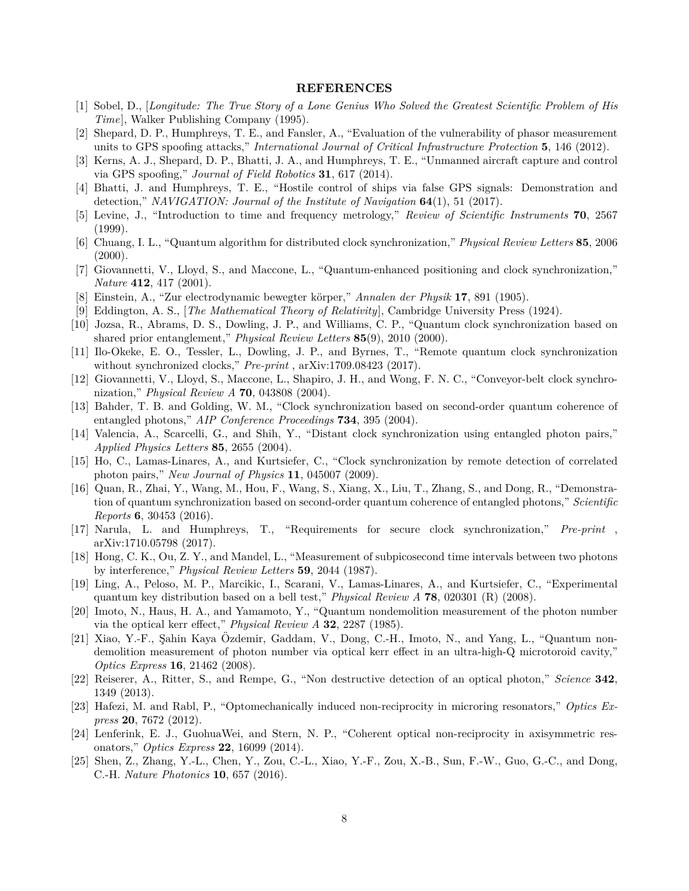## REFERENCES

[1] Sobel, D., [*Longitude: The True Story of a Lone Genius Who Solved the Greatest Scientific Problem of His Time*], Walker Publishing Company (1995).

[2] Shepard, D. P., Humphreys, T. E., and Fansler, A., "Evaluation of the vulnerability of phasor measurement units to GPS spoofing attacks," *International Journal of Critical Infrastructure Protection* **5**, 146 (2012).

[3] Kerns, A. J., Shepard, D. P., Bhatti, J. A., and Humphreys, T. E., "Unmanned aircraft capture and control via GPS spoofing," *Journal of Field Robotics* **31**, 617 (2014).

[4] Bhatti, J. and Humphreys, T. E., "Hostile control of ships via false GPS signals: Demonstration and detection," *NAVIGATION: Journal of the Institute of Navigation* **64**(1), 51 (2017).

[5] Levine, J., "Introduction to time and frequency metrology," *Review of Scientific Instruments* **70**, 2567 (1999).

[6] Chuang, I. L., "Quantum algorithm for distributed clock synchronization," *Physical Review Letters* **85**, 2006 (2000).

[7] Giovannetti, V., Lloyd, S., and Maccone, L., "Quantum-enhanced positioning and clock synchronization," *Nature* **412**, 417 (2001).

[8] Einstein, A., "Zur electrodynamic bewegter körper," *Annalen der Physik* **17**, 891 (1905).

[9] Eddington, A. S., [*The Mathematical Theory of Relativity*], Cambridge University Press (1924).

[10] Jozsa, R., Abrams, D. S., Dowling, J. P., and Williams, C. P., "Quantum clock synchronization based on shared prior entanglement," *Physical Review Letters* **85**(9), 2010 (2000).

[11] Ilo-Okeke, E. O., Tessler, L., Dowling, J. P., and Byrnes, T., "Remote quantum clock synchronization without synchronized clocks," *Pre-print* , arXiv:1709.08423 (2017).

[12] Giovannetti, V., Lloyd, S., Maccone, L., Shapiro, J. H., and Wong, F. N. C., "Conveyor-belt clock synchronization," *Physical Review A* **70**, 043808 (2004).

[13] Bahder, T. B. and Golding, W. M., "Clock synchronization based on second-order quantum coherence of entangled photons," *AIP Conference Proceedings* **734**, 395 (2004).

[14] Valencia, A., Scarcelli, G., and Shih, Y., "Distant clock synchronization using entangled photon pairs," *Applied Physics Letters* **85**, 2655 (2004).

[15] Ho, C., Lamas-Linares, A., and Kurtsiefer, C., "Clock synchronization by remote detection of correlated photon pairs," *New Journal of Physics* **11**, 045007 (2009).

[16] Quan, R., Zhai, Y., Wang, M., Hou, F., Wang, S., Xiang, X., Liu, T., Zhang, S., and Dong, R., "Demonstration of quantum synchronization based on second-order quantum coherence of entangled photons," *Scientific Reports* **6**, 30453 (2016).

[17] Narula, L. and Humphreys, T., "Requirements for secure clock synchronization," *Pre-print* , arXiv:1710.05798 (2017).

[18] Hong, C. K., Ou, Z. Y., and Mandel, L., "Measurement of subpicosecond time intervals between two photons by interference," *Physical Review Letters* **59**, 2044 (1987).

[19] Ling, A., Peloso, M. P., Marcikic, I., Scarani, V., Lamas-Linares, A., and Kurtsiefer, C., "Experimental quantum key distribution based on a bell test," *Physical Review A* **78**, 020301 (R) (2008).

[20] Imoto, N., Haus, H. A., and Yamamoto, Y., "Quantum nondemolition measurement of the photon number via the optical kerr effect," *Physical Review A* **32**, 2287 (1985).

[21] Xiao, Y.-F., Şahin Kaya Özdemir, Gaddam, V., Dong, C.-H., Imoto, N., and Yang, L., "Quantum nondemolition measurement of photon number via optical kerr effect in an ultra-high-Q microtoroid cavity," *Optics Express* **16**, 21462 (2008).

[22] Reiserer, A., Ritter, S., and Rempe, G., "Non destructive detection of an optical photon," *Science* **342**, 1349 (2013).

[23] Hafezi, M. and Rabl, P., "Optomechanically induced non-reciprocity in microring resonators," *Optics Express* **20**, 7672 (2012).

[24] Lenferink, E. J., GuohuaWei, and Stern, N. P., "Coherent optical non-reciprocity in axisymmetric resonators," *Optics Express* **22**, 16099 (2014).

[25] Shen, Z., Zhang, Y.-L., Chen, Y., Zou, C.-L., Xiao, Y.-F., Zou, X.-B., Sun, F.-W., Guo, G.-C., and Dong, C.-H. *Nature Photonics* **10**, 657 (2016).